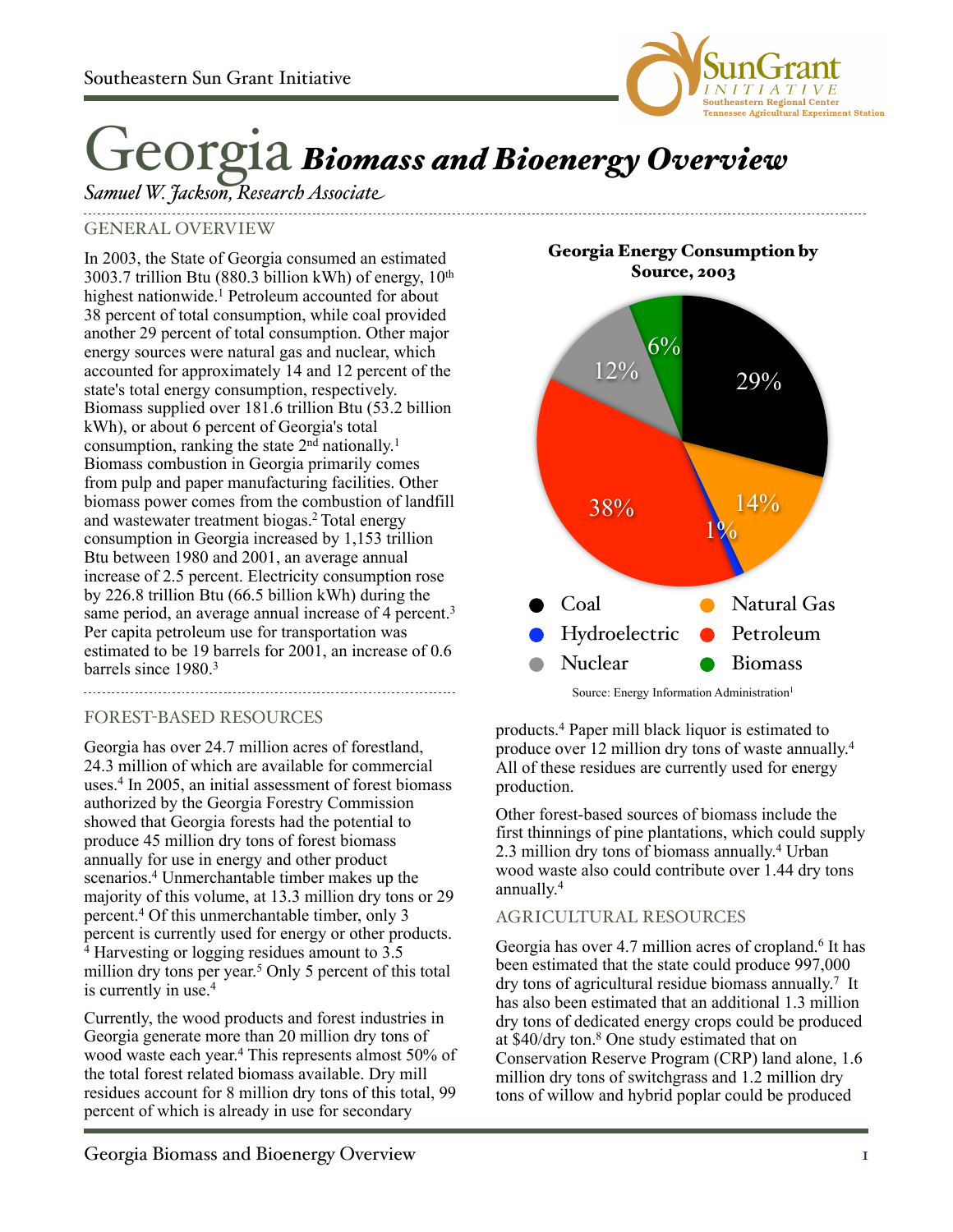Southeastern Sun Grant Initiative

# Georgia *Biomass and Bioenergy Overview*

*Samuel W. Jackson, Research Associate*

## GENERAL OVERVIEW

In 2003, the State of Georgia consumed an estimated 3003.7 trillion Btu (880.3 billion kWh) of energy, 10th highest nationwide.[1] Petroleum accounted for about 38 percent of total consumption, while coal provided another 29 percent of total consumption. Other major energy sources were natural gas and nuclear, which accounted for approximately 14 and 12 percent of the state's total energy consumption, respectively. Biomass supplied over 181.6 trillion Btu (53.2 billion kWh), or about 6 percent of Georgia's total consumption, ranking the state 2nd nationally.[1] Biomass combustion in Georgia primarily comes from pulp and paper manufacturing facilities. Other biomass power comes from the combustion of landfill and wastewater treatment biogas.[2] Total energy consumption in Georgia increased by 1,153 trillion Btu between 1980 and 2001, an average annual increase of 2.5 percent. Electricity consumption rose by 226.8 trillion Btu (66.5 billion kWh) during the same period, an average annual increase of 4 percent.[3] Per capita petroleum use for transportation was estimated to be 19 barrels for 2001, an increase of 0.6 barrels since 1980.[3]

**Georgia Energy Consumption by Source, 2003**

| Source | Percent |
|---|---|
| Coal | 29% |
| Natural Gas | 14% |
| Hydroelectric | 1% |
| Petroleum | 38% |
| Nuclear | 12% |
| Biomass | 6% |

Source: Energy Information Administration[1]

## FOREST-BASED RESOURCES

Georgia has over 24.7 million acres of forestland, 24.3 million of which are available for commercial uses.[4] In 2005, an initial assessment of forest biomass authorized by the Georgia Forestry Commission showed that Georgia forests had the potential to produce 45 million dry tons of forest biomass annually for use in energy and other product scenarios.[4] Unmerchantable timber makes up the majority of this volume, at 13.3 million dry tons or 29 percent.[4] Of this unmerchantable timber, only 3 percent is currently used for energy or other products.[4] Harvesting or logging residues amount to 3.5 million dry tons per year.[5] Only 5 percent of this total is currently in use.[4]

Currently, the wood products and forest industries in Georgia generate more than 20 million dry tons of wood waste each year.[4] This represents almost 50% of the total forest related biomass available. Dry mill residues account for 8 million dry tons of this total, 99 percent of which is already in use for secondary products.[4] Paper mill black liquor is estimated to produce over 12 million dry tons of waste annually.[4] All of these residues are currently used for energy production.

Other forest-based sources of biomass include the first thinnings of pine plantations, which could supply 2.3 million dry tons of biomass annually.[4] Urban wood waste also could contribute over 1.44 dry tons annually.[4]

## AGRICULTURAL RESOURCES

Georgia has over 4.7 million acres of cropland.[6] It has been estimated that the state could produce 997,000 dry tons of agricultural residue biomass annually.[7] It has also been estimated that an additional 1.3 million dry tons of dedicated energy crops could be produced at $40/dry ton.[8] One study estimated that on Conservation Reserve Program (CRP) land alone, 1.6 million dry tons of switchgrass and 1.2 million dry tons of willow and hybrid poplar could be produced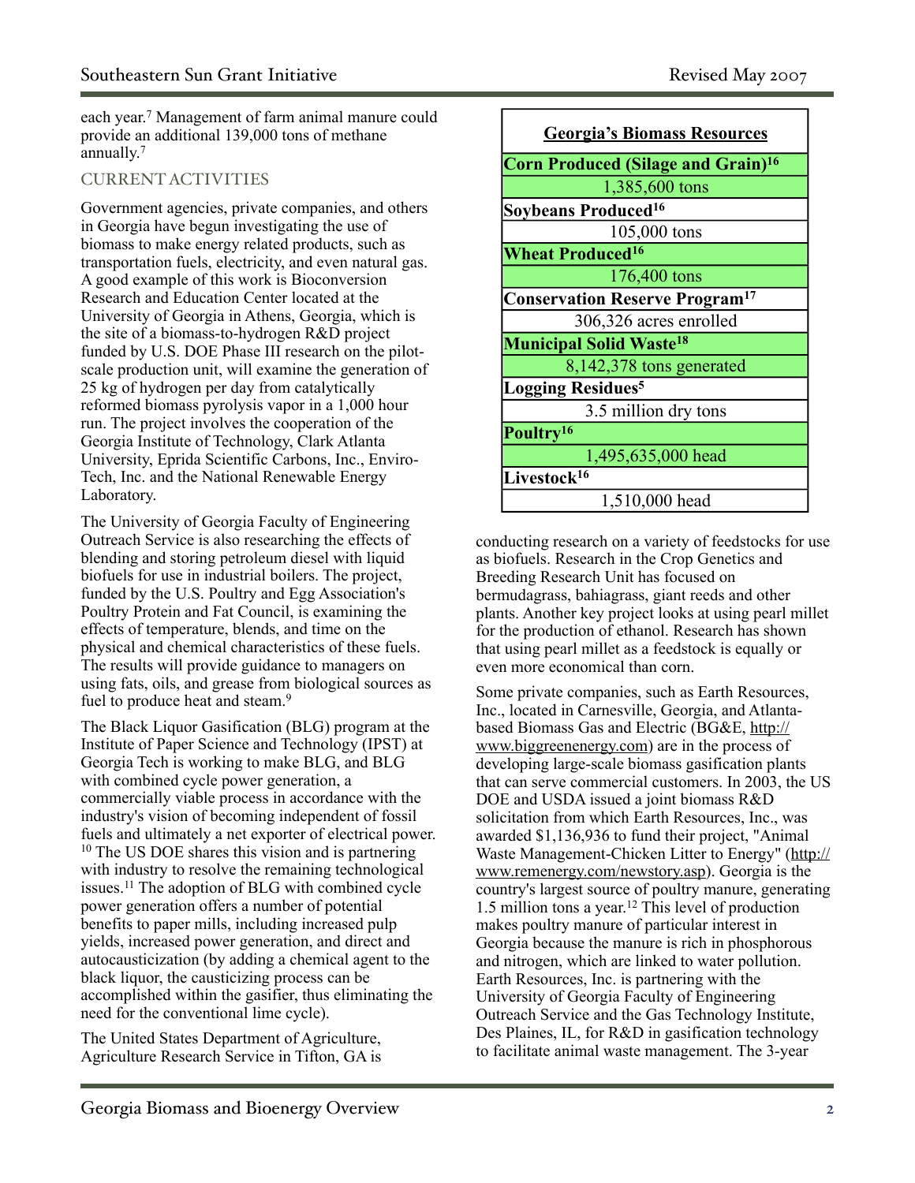each year.[7] Management of farm animal manure could provide an additional 139,000 tons of methane annually.[7]

## CURRENT ACTIVITIES

Government agencies, private companies, and others in Georgia have begun investigating the use of biomass to make energy related products, such as transportation fuels, electricity, and even natural gas. A good example of this work is Bioconversion Research and Education Center located at the University of Georgia in Athens, Georgia, which is the site of a biomass-to-hydrogen R&D project funded by U.S. DOE Phase III research on the pilot-scale production unit, will examine the generation of 25 kg of hydrogen per day from catalytically reformed biomass pyrolysis vapor in a 1,000 hour run. The project involves the cooperation of the Georgia Institute of Technology, Clark Atlanta University, Eprida Scientific Carbons, Inc., Enviro-Tech, Inc. and the National Renewable Energy Laboratory.

The University of Georgia Faculty of Engineering Outreach Service is also researching the effects of blending and storing petroleum diesel with liquid biofuels for use in industrial boilers. The project, funded by the U.S. Poultry and Egg Association's Poultry Protein and Fat Council, is examining the effects of temperature, blends, and time on the physical and chemical characteristics of these fuels. The results will provide guidance to managers on using fats, oils, and grease from biological sources as fuel to produce heat and steam.[9]

The Black Liquor Gasification (BLG) program at the Institute of Paper Science and Technology (IPST) at Georgia Tech is working to make BLG, and BLG with combined cycle power generation, a commercially viable process in accordance with the industry's vision of becoming independent of fossil fuels and ultimately a net exporter of electrical power.[10] The US DOE shares this vision and is partnering with industry to resolve the remaining technological issues.[11] The adoption of BLG with combined cycle power generation offers a number of potential benefits to paper mills, including increased pulp yields, increased power generation, and direct and autocausticization (by adding a chemical agent to the black liquor, the causticizing process can be accomplished within the gasifier, thus eliminating the need for the conventional lime cycle).

The United States Department of Agriculture, Agriculture Research Service in Tifton, GA is conducting research on a variety of feedstocks for use as biofuels. Research in the Crop Genetics and Breeding Research Unit has focused on bermudagrass, bahiagrass, giant reeds and other plants. Another key project looks at using pearl millet for the production of ethanol. Research has shown that using pearl millet as a feedstock is equally or even more economical than corn.

| **Georgia's Biomass Resources** |
|---|
| **Corn Produced (Silage and Grain)[16]** |
| 1,385,600 tons |
| **Soybeans Produced[16]** |
| 105,000 tons |
| **Wheat Produced[16]** |
| 176,400 tons |
| **Conservation Reserve Program[17]** |
| 306,326 acres enrolled |
| **Municipal Solid Waste[18]** |
| 8,142,378 tons generated |
| **Logging Residues[5]** |
| 3.5 million dry tons |
| **Poultry[16]** |
| 1,495,635,000 head |
| **Livestock[16]** |
| 1,510,000 head |

Some private companies, such as Earth Resources, Inc., located in Carnesville, Georgia, and Atlanta-based Biomass Gas and Electric (BG&E, http://www.biggreenenergy.com) are in the process of developing large-scale biomass gasification plants that can serve commercial customers. In 2003, the US DOE and USDA issued a joint biomass R&D solicitation from which Earth Resources, Inc., was awarded $1,136,936 to fund their project, "Animal Waste Management-Chicken Litter to Energy" (http://www.remenergy.com/newstory.asp). Georgia is the country's largest source of poultry manure, generating 1.5 million tons a year.[12] This level of production makes poultry manure of particular interest in Georgia because the manure is rich in phosphorous and nitrogen, which are linked to water pollution. Earth Resources, Inc. is partnering with the University of Georgia Faculty of Engineering Outreach Service and the Gas Technology Institute, Des Plaines, IL, for R&D in gasification technology to facilitate animal waste management. The 3-year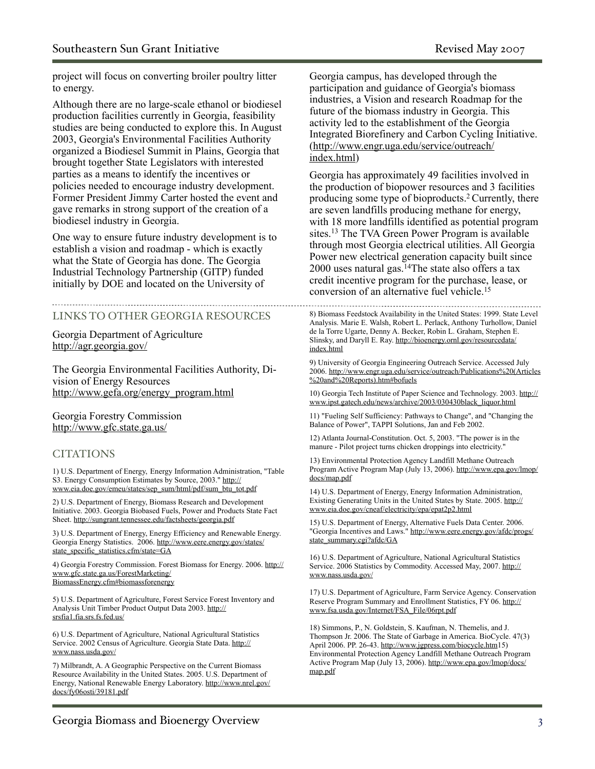project will focus on converting broiler poultry litter to energy.

Although there are no large-scale ethanol or biodiesel production facilities currently in Georgia, feasibility studies are being conducted to explore this. In August 2003, Georgia's Environmental Facilities Authority organized a Biodiesel Summit in Plains, Georgia that brought together State Legislators with interested parties as a means to identify the incentives or policies needed to encourage industry development. Former President Jimmy Carter hosted the event and gave remarks in strong support of the creation of a biodiesel industry in Georgia.

One way to ensure future industry development is to establish a vision and roadmap - which is exactly what the State of Georgia has done. The Georgia Industrial Technology Partnership (GITP) funded initially by DOE and located on the University of Georgia campus, has developed through the participation and guidance of Georgia's biomass industries, a Vision and research Roadmap for the future of the biomass industry in Georgia. This activity led to the establishment of the Georgia Integrated Biorefinery and Carbon Cycling Initiative. (http://www.engr.uga.edu/service/outreach/index.html)

Georgia has approximately 49 facilities involved in the production of biopower resources and 3 facilities producing some type of bioproducts.[2] Currently, there are seven landfills producing methane for energy, with 18 more landfills identified as potential program sites.[13] The TVA Green Power Program is available through most Georgia electrical utilities. All Georgia Power new electrical generation capacity built since 2000 uses natural gas.[14] The state also offers a tax credit incentive program for the purchase, lease, or conversion of an alternative fuel vehicle.[15]

## LINKS TO OTHER GEORGIA RESOURCES

Georgia Department of Agriculture
http://agr.georgia.gov/

The Georgia Environmental Facilities Authority, Division of Energy Resources
http://www.gefa.org/energy_program.html

Georgia Forestry Commission
http://www.gfc.state.ga.us/

## CITATIONS

1) U.S. Department of Energy, Energy Information Administration, "Table S3. Energy Consumption Estimates by Source, 2003." http://www.eia.doe.gov/emeu/states/sep_sum/html/pdf/sum_btu_tot.pdf

2) U.S. Department of Energy, Biomass Research and Development Initiative. 2003. Georgia Biobased Fuels, Power and Products State Fact Sheet. http://sungrant.tennessee.edu/factsheets/georgia.pdf

3) U.S. Department of Energy, Energy Efficiency and Renewable Energy. Georgia Energy Statistics. 2006. http://www.eere.energy.gov/states/state_specific_statistics.cfm/state=GA

4) Georgia Forestry Commission. Forest Biomass for Energy. 2006. http://www.gfc.state.ga.us/ForestMarketing/BiomassEnergy.cfm#biomassforenergy

5) U.S. Department of Agriculture, Forest Service Forest Inventory and Analysis Unit Timber Product Output Data 2003. http://srsfia1.fia.srs.fs.fed.us/

6) U.S. Department of Agriculture, National Agricultural Statistics Service. 2002 Census of Agriculture. Georgia State Data. http://www.nass.usda.gov/

7) Milbrandt, A. A Geographic Perspective on the Current Biomass Resource Availability in the United States. 2005. U.S. Department of Energy, National Renewable Energy Laboratory. http://www.nrel.gov/docs/fy06osti/39181.pdf

8) Biomass Feedstock Availability in the United States: 1999. State Level Analysis. Marie E. Walsh, Robert L. Perlack, Anthony Turhollow, Daniel de la Torre Ugarte, Denny A. Becker, Robin L. Graham, Stephen E. Slinsky, and Daryll E. Ray. http://bioenergy.ornl.gov/resourcedata/index.html

9) University of Georgia Engineering Outreach Service. Accessed July 2006. http://www.engr.uga.edu/service/outreach/Publications%20(Articles%20and%20Reports).htm#bofuels

10) Georgia Tech Institute of Paper Science and Technology. 2003. http://www.ipst.gatech.edu/news/archive/2003/030430black_liquor.html

11) "Fueling Self Sufficiency: Pathways to Change", and "Changing the Balance of Power", TAPPI Solutions, Jan and Feb 2002.

12) Atlanta Journal-Constitution. Oct. 5, 2003. "The power is in the manure - Pilot project turns chicken droppings into electricity."

13) Environmental Protection Agency Landfill Methane Outreach Program Active Program Map (July 13, 2006). http://www.epa.gov/lmop/docs/map.pdf

14) U.S. Department of Energy, Energy Information Administration, Existing Generating Units in the United States by State. 2005. http://www.eia.doe.gov/cneaf/electricity/epa/epat2p2.html

15) U.S. Department of Energy, Alternative Fuels Data Center. 2006. "Georgia Incentives and Laws." http://www.eere.energy.gov/afdc/progs/state_summary.cgi?afdc/GA

16) U.S. Department of Agriculture, National Agricultural Statistics Service. 2006 Statistics by Commodity. Accessed May, 2007. http://www.nass.usda.gov/

17) U.S. Department of Agriculture, Farm Service Agency. Conservation Reserve Program Summary and Enrollment Statistics, FY 06. http://www.fsa.usda.gov/Internet/FSA_File/06rpt.pdf

18) Simmons, P., N. Goldstein, S. Kaufman, N. Themelis, and J. Thompson Jr. 2006. The State of Garbage in America. BioCycle. 47(3) April 2006. PP. 26-43. http://www.jgpress.com/biocycle.htm15) Environmental Protection Agency Landfill Methane Outreach Program Active Program Map (July 13, 2006). http://www.epa.gov/lmop/docs/map.pdf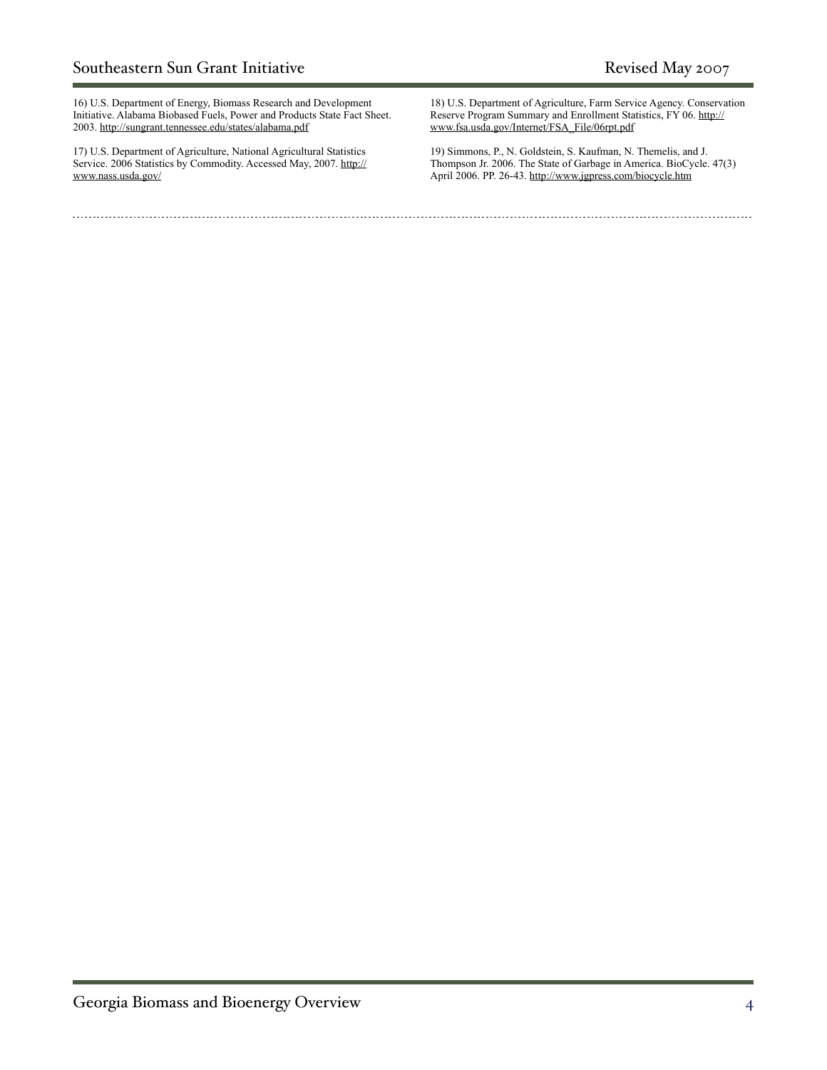16) U.S. Department of Energy, Biomass Research and Development Initiative. Alabama Biobased Fuels, Power and Products State Fact Sheet. 2003. http://sungrant.tennessee.edu/states/alabama.pdf

17) U.S. Department of Agriculture, National Agricultural Statistics Service. 2006 Statistics by Commodity. Accessed May, 2007. http://www.nass.usda.gov/

18) U.S. Department of Agriculture, Farm Service Agency. Conservation Reserve Program Summary and Enrollment Statistics, FY 06. http://www.fsa.usda.gov/Internet/FSA_File/06rpt.pdf

19) Simmons, P., N. Goldstein, S. Kaufman, N. Themelis, and J. Thompson Jr. 2006. The State of Garbage in America. BioCycle. 47(3) April 2006. PP. 26-43. http://www.jgpress.com/biocycle.htm